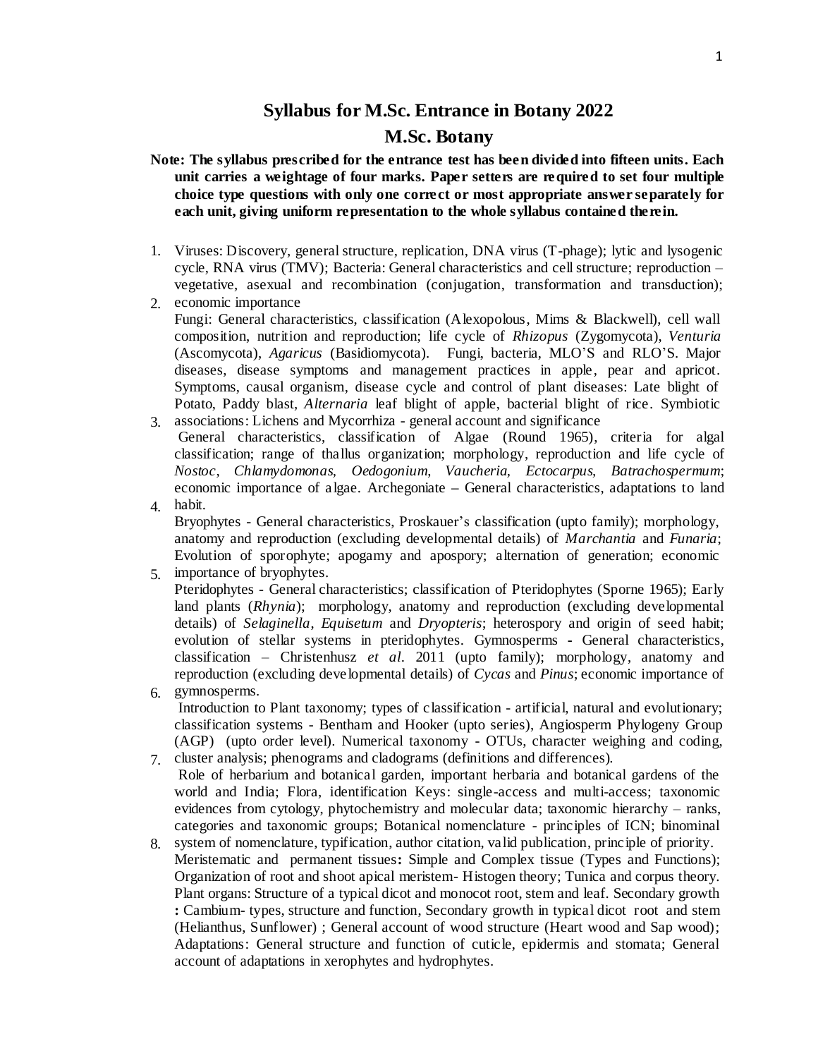# Syllabus for M.Sc. Entrance in Botany 2022

## M.Sc. Botany

**Note: The syllabus prescribed for the entrance test has been divided into fifteen units. Each unit carries a weightage of four marks. Paper setters are required to set four multiple choice type questions with only one correct or most appropriate answer separately for each unit, giving uniform representation to the whole syllabus contained therein.**

1. Viruses: Discovery, general structure, replication, DNA virus (T-phage); lytic and lysogenic cycle, RNA virus (TMV); Bacteria: General characteristics and cell structure; reproduction – vegetative, asexual and recombination (conjugation, transformation and transduction); economic importance
2. Fungi: General characteristics, classification (Alexopolous, Mims & Blackwell), cell wall composition, nutrition and reproduction; life cycle of *Rhizopus* (Zygomycota), *Venturia* (Ascomycota), *Agaricus* (Basidiomycota). Fungi, bacteria, MLO'S and RLO'S. Major diseases, disease symptoms and management practices in apple, pear and apricot. Symptoms, causal organism, disease cycle and control of plant diseases: Late blight of Potato, Paddy blast, *Alternaria* leaf blight of apple, bacterial blight of rice. Symbiotic associations: Lichens and Mycorrhiza - general account and significance
3. General characteristics, classification of Algae (Round 1965), criteria for algal classification; range of thallus organization; morphology, reproduction and life cycle of *Nostoc*, *Chlamydomonas*, *Oedogonium*, *Vaucheria*, *Ectocarpus*, *Batrachospermum*; economic importance of algae. Archegoniate **–** General characteristics, adaptations to land habit.
4. Bryophytes - General characteristics, Proskauer's classification (upto family); morphology, anatomy and reproduction (excluding developmental details) of *Marchantia* and *Funaria*; Evolution of sporophyte; apogamy and apospory; alternation of generation; economic importance of bryophytes.
5. Pteridophytes - General characteristics; classification of Pteridophytes (Sporne 1965); Early land plants (*Rhynia*); morphology, anatomy and reproduction (excluding developmental details) of *Selaginella*, *Equisetum* and *Dryopteris*; heterospory and origin of seed habit; evolution of stellar systems in pteridophytes. Gymnosperms **-** General characteristics, classification – Christenhusz *et al*. 2011 (upto family); morphology, anatomy and reproduction (excluding developmental details) of *Cycas* and *Pinus*; economic importance of gymnosperms.
6. Introduction to Plant taxonomy; types of classification - artificial, natural and evolutionary; classification systems - Bentham and Hooker (upto series), Angiosperm Phylogeny Group (AGP) (upto order level). Numerical taxonomy - OTUs, character weighing and coding, cluster analysis; phenograms and cladograms (definitions and differences).
7. Role of herbarium and botanical garden, important herbaria and botanical gardens of the world and India; Flora, identification Keys: single-access and multi-access; taxonomic evidences from cytology, phytochemistry and molecular data; taxonomic hierarchy – ranks, categories and taxonomic groups; Botanical nomenclature - principles of ICN; binominal system of nomenclature, typification, author citation, valid publication, principle of priority.
8. Meristematic and permanent tissues**:** Simple and Complex tissue (Types and Functions); Organization of root and shoot apical meristem- Histogen theory; Tunica and corpus theory. Plant organs: Structure of a typical dicot and monocot root, stem and leaf. Secondary growth **:** Cambium- types, structure and function, Secondary growth in typical dicot root and stem (Helianthus, Sunflower) ; General account of wood structure (Heart wood and Sap wood); Adaptations: General structure and function of cuticle, epidermis and stomata; General account of adaptations in xerophytes and hydrophytes.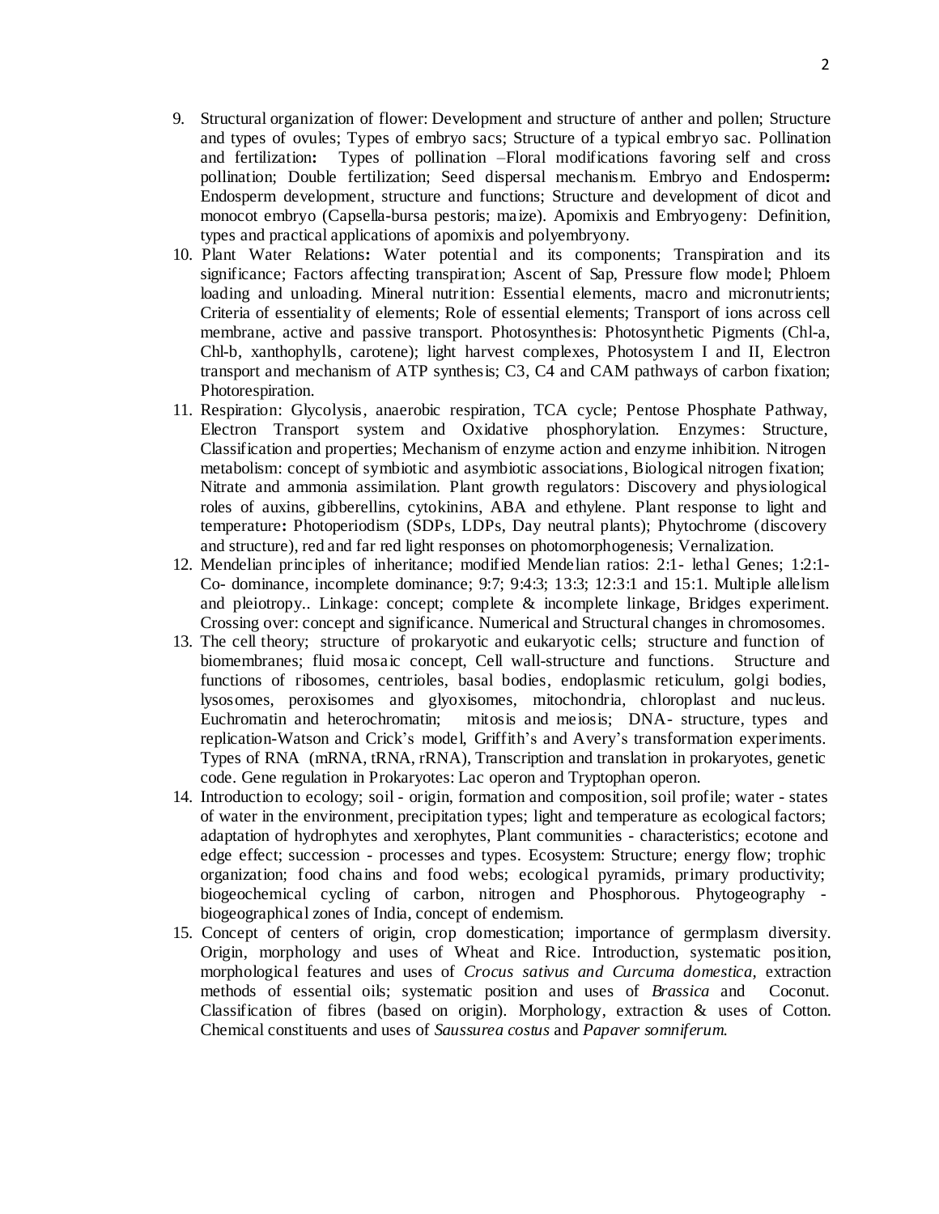9. Structural organization of flower: Development and structure of anther and pollen; Structure and types of ovules; Types of embryo sacs; Structure of a typical embryo sac. Pollination and fertilization**:** Types of pollination –Floral modifications favoring self and cross pollination; Double fertilization; Seed dispersal mechanism. Embryo and Endosperm**:** Endosperm development, structure and functions; Structure and development of dicot and monocot embryo (Capsella-bursa pestoris; maize). Apomixis and Embryogeny: Definition, types and practical applications of apomixis and polyembryony.
10. Plant Water Relations**:** Water potential and its components; Transpiration and its significance; Factors affecting transpiration; Ascent of Sap, Pressure flow model; Phloem loading and unloading. Mineral nutrition: Essential elements, macro and micronutrients; Criteria of essentiality of elements; Role of essential elements; Transport of ions across cell membrane, active and passive transport. Photosynthesis: Photosynthetic Pigments (Chl-a, Chl-b, xanthophylls, carotene); light harvest complexes, Photosystem I and II, Electron transport and mechanism of ATP synthesis; C3, C4 and CAM pathways of carbon fixation; Photorespiration.
11. Respiration: Glycolysis, anaerobic respiration, TCA cycle; Pentose Phosphate Pathway, Electron Transport system and Oxidative phosphorylation. Enzymes: Structure, Classification and properties; Mechanism of enzyme action and enzyme inhibition. Nitrogen metabolism: concept of symbiotic and asymbiotic associations, Biological nitrogen fixation; Nitrate and ammonia assimilation. Plant growth regulators: Discovery and physiological roles of auxins, gibberellins, cytokinins, ABA and ethylene. Plant response to light and temperature**:** Photoperiodism (SDPs, LDPs, Day neutral plants); Phytochrome (discovery and structure), red and far red light responses on photomorphogenesis; Vernalization.
12. Mendelian principles of inheritance; modified Mendelian ratios: 2:1- lethal Genes; 1:2:1- Co- dominance, incomplete dominance; 9:7; 9:4:3; 13:3; 12:3:1 and 15:1. Multiple allelism and pleiotropy.. Linkage: concept; complete & incomplete linkage, Bridges experiment. Crossing over: concept and significance. Numerical and Structural changes in chromosomes.
13. The cell theory; structure of prokaryotic and eukaryotic cells; structure and function of biomembranes; fluid mosaic concept, Cell wall-structure and functions. Structure and functions of ribosomes, centrioles, basal bodies, endoplasmic reticulum, golgi bodies, lysosomes, peroxisomes and glyoxisomes, mitochondria, chloroplast and nucleus. Euchromatin and heterochromatin; mitosis and meiosis; DNA- structure, types and replication-Watson and Crick's model, Griffith's and Avery's transformation experiments. Types of RNA (mRNA, tRNA, rRNA), Transcription and translation in prokaryotes, genetic code. Gene regulation in Prokaryotes: Lac operon and Tryptophan operon.
14. Introduction to ecology; soil - origin, formation and composition, soil profile; water - states of water in the environment, precipitation types; light and temperature as ecological factors; adaptation of hydrophytes and xerophytes, Plant communities - characteristics; ecotone and edge effect; succession - processes and types. Ecosystem: Structure; energy flow; trophic organization; food chains and food webs; ecological pyramids, primary productivity; biogeochemical cycling of carbon, nitrogen and Phosphorous. Phytogeography - biogeographical zones of India, concept of endemism.
15. Concept of centers of origin, crop domestication; importance of germplasm diversity. Origin, morphology and uses of Wheat and Rice. Introduction, systematic position, morphological features and uses of *Crocus sativus and Curcuma domestica,* extraction methods of essential oils; systematic position and uses of *Brassica* and Coconut. Classification of fibres (based on origin). Morphology, extraction & uses of Cotton. Chemical constituents and uses of *Saussurea costus* and *Papaver somniferum.*